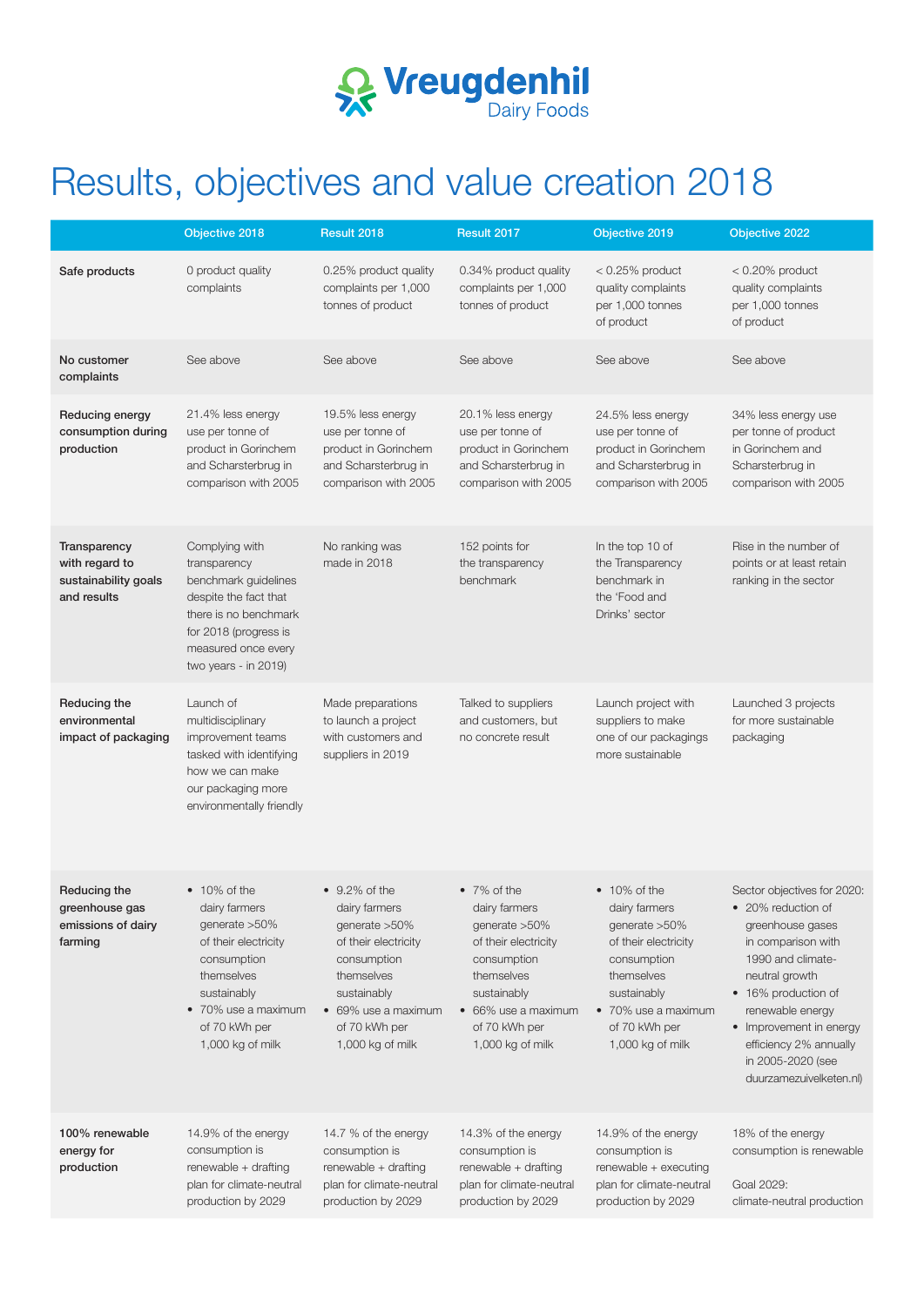Vreugdenhil Dairy Foods

# Results, objectives and value creation 2018

| | Objective 2018 | Result 2018 | Result 2017 | Objective 2019 | Objective 2022 |
|---|---|---|---|---|---|
| **Safe products** | 0 product quality complaints | 0.25% product quality complaints per 1,000 tonnes of product | 0.34% product quality complaints per 1,000 tonnes of product | < 0.25% product quality complaints per 1,000 tonnes of product | < 0.20% product quality complaints per 1,000 tonnes of product |
| **No customer complaints** | See above | See above | See above | See above | See above |
| **Reducing energy consumption during production** | 21.4% less energy use per tonne of product in Gorinchem and Scharsterbrug in comparison with 2005 | 19.5% less energy use per tonne of product in Gorinchem and Scharsterbrug in comparison with 2005 | 20.1% less energy use per tonne of product in Gorinchem and Scharsterbrug in comparison with 2005 | 24.5% less energy use per tonne of product in Gorinchem and Scharsterbrug in comparison with 2005 | 34% less energy use per tonne of product in Gorinchem and Scharsterbrug in comparison with 2005 |
| **Transparency with regard to sustainability goals and results** | Complying with transparency benchmark guidelines despite the fact that there is no benchmark for 2018 (progress is measured once every two years - in 2019) | No ranking was made in 2018 | 152 points for the transparency benchmark | In the top 10 of the Transparency benchmark in the 'Food and Drinks' sector | Rise in the number of points or at least retain ranking in the sector |
| **Reducing the environmental impact of packaging** | Launch of multidisciplinary improvement teams tasked with identifying how we can make our packaging more environmentally friendly | Made preparations to launch a project with customers and suppliers in 2019 | Talked to suppliers and customers, but no concrete result | Launch project with suppliers to make one of our packagings more sustainable | Launched 3 projects for more sustainable packaging |
| **Reducing the greenhouse gas emissions of dairy farming** | • 10% of the dairy farmers generate >50% of their electricity consumption themselves sustainably<br>• 70% use a maximum of 70 kWh per 1,000 kg of milk | • 9.2% of the dairy farmers generate >50% of their electricity consumption themselves sustainably<br>• 69% use a maximum of 70 kWh per 1,000 kg of milk | • 7% of the dairy farmers generate >50% of their electricity consumption themselves sustainably<br>• 66% use a maximum of 70 kWh per 1,000 kg of milk | • 10% of the dairy farmers generate >50% of their electricity consumption themselves sustainably<br>• 70% use a maximum of 70 kWh per 1,000 kg of milk | Sector objectives for 2020:<br>• 20% reduction of greenhouse gases in comparison with 1990 and climate-neutral growth<br>• 16% production of renewable energy<br>• Improvement in energy efficiency 2% annually in 2005-2020 (see duurzamezuivelketen.nl) |
| **100% renewable energy for production** | 14.9% of the energy consumption is renewable + drafting plan for climate-neutral production by 2029 | 14.7 % of the energy consumption is renewable + drafting plan for climate-neutral production by 2029 | 14.3% of the energy consumption is renewable + drafting plan for climate-neutral production by 2029 | 14.9% of the energy consumption is renewable + executing plan for climate-neutral production by 2029 | 18% of the energy consumption is renewable<br><br>Goal 2029: climate-neutral production |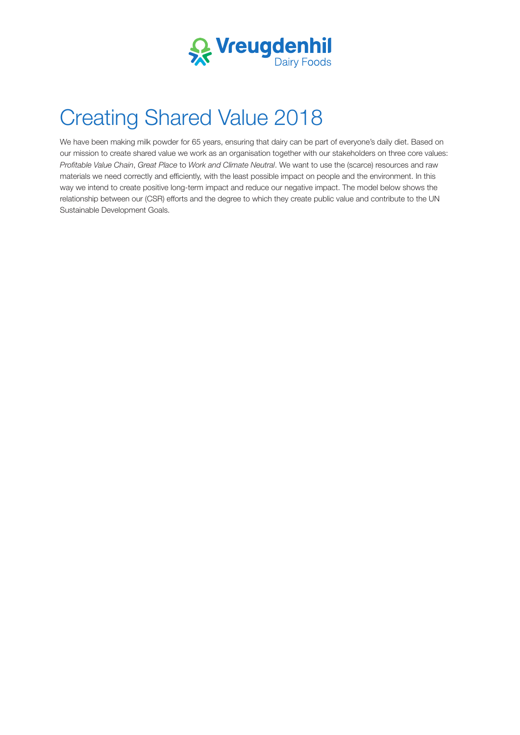# Creating Shared Value 2018

We have been making milk powder for 65 years, ensuring that dairy can be part of everyone's daily diet. Based on our mission to create shared value we work as an organisation together with our stakeholders on three core values: *Profitable Value Chain*, *Great Place* to *Work and Climate Neutral*. We want to use the (scarce) resources and raw materials we need correctly and efficiently, with the least possible impact on people and the environment. In this way we intend to create positive long-term impact and reduce our negative impact. The model below shows the relationship between our (CSR) efforts and the degree to which they create public value and contribute to the UN Sustainable Development Goals.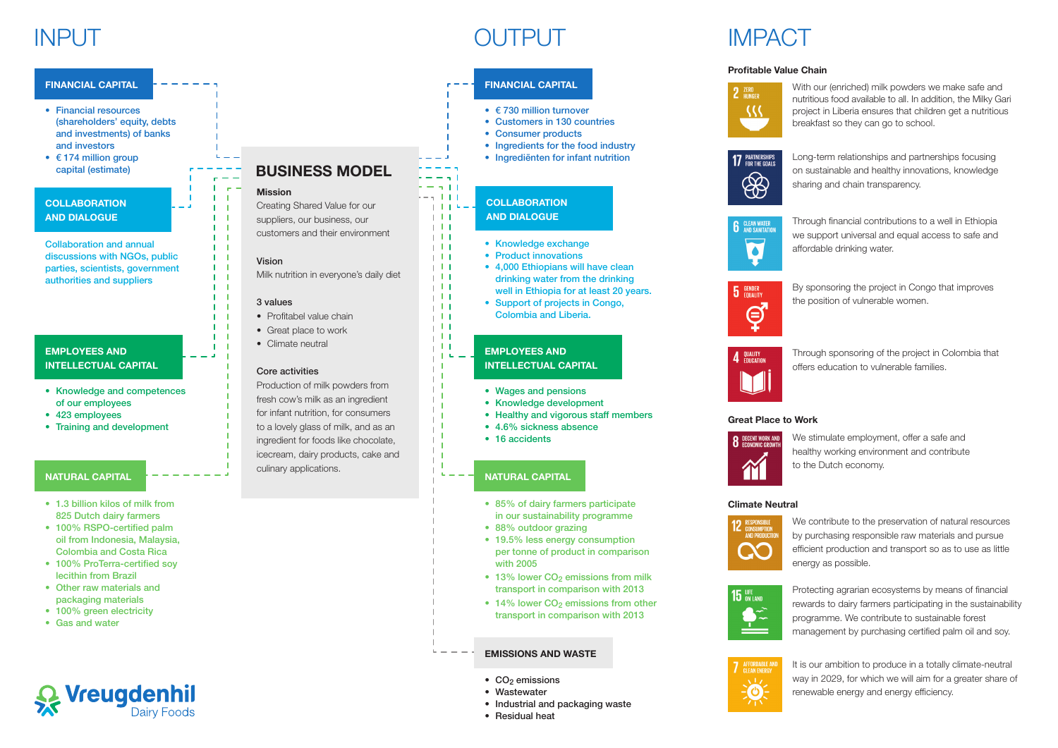# INPUT

## FINANCIAL CAPITAL

- Financial resources (shareholders' equity, debts and investments) of banks and investors
- € 174 million group capital (estimate)

## COLLABORATION AND DIALOGUE

Collaboration and annual discussions with NGOs, public parties, scientists, government authorities and suppliers

## EMPLOYEES AND INTELLECTUAL CAPITAL

- Knowledge and competences of our employees
- 423 employees
- Training and development

## NATURAL CAPITAL

- 1.3 billion kilos of milk from 825 Dutch dairy farmers
- 100% RSPO-certified palm oil from Indonesia, Malaysia, Colombia and Costa Rica
- 100% ProTerra-certified soy lecithin from Brazil
- Other raw materials and packaging materials
- 100% green electricity
- Gas and water

# BUSINESS MODEL

**Mission**

Creating Shared Value for our suppliers, our business, our customers and their environment

**Vision**

Milk nutrition in everyone's daily diet

**3 values**

- Profitabel value chain
- Great place to work
- Climate neutral

**Core activities**

Production of milk powders from fresh cow's milk as an ingredient for infant nutrition, for consumers to a lovely glass of milk, and as an ingredient for foods like chocolate, icecream, dairy products, cake and culinary applications.

# OUTPUT

## FINANCIAL CAPITAL

- € 730 million turnover
- Customers in 130 countries
- Consumer products
- Ingredients for the food industry
- Ingrediënten for infant nutrition

## COLLABORATION AND DIALOGUE

- Knowledge exchange
- Product innovations
- 4,000 Ethiopians will have clean drinking water from the drinking well in Ethiopia for at least 20 years.
- Support of projects in Congo, Colombia and Liberia.

## EMPLOYEES AND INTELLECTUAL CAPITAL

- Wages and pensions
- Knowledge development
- Healthy and vigorous staff members
- 4.6% sickness absence
- 16 accidents

## NATURAL CAPITAL

- 85% of dairy farmers participate in our sustainability programme
- 88% outdoor grazing
- 19.5% less energy consumption per tonne of product in comparison with 2005
- 13% lower $CO_2$ emissions from milk transport in comparison with 2013
- 14% lower $CO_2$ emissions from other transport in comparison with 2013

## EMISSIONS AND WASTE

- $CO_2$ emissions
- Wastewater
- Industrial and packaging waste
- Residual heat

# IMPACT

### Profitable Value Chain

2 ZERO HUNGER — With our (enriched) milk powders we make safe and nutritious food available to all. In addition, the Milky Gari project in Liberia ensures that children get a nutritious breakfast so they can go to school.

17 PARTNERSHIPS FOR THE GOALS — Long-term relationships and partnerships focusing on sustainable and healthy innovations, knowledge sharing and chain transparency.

6 CLEAN WATER AND SANITATION — Through financial contributions to a well in Ethiopia we support universal and equal access to safe and affordable drinking water.

5 GENDER EQUALITY — By sponsoring the project in Congo that improves the position of vulnerable women.

4 QUALITY EDUCATION — Through sponsoring of the project in Colombia that offers education to vulnerable families.

### Great Place to Work

8 DECENT WORK AND ECONOMIC GROWTH — We stimulate employment, offer a safe and healthy working environment and contribute to the Dutch economy.

### Climate Neutral

12 RESPONSIBLE CONSUMPTION AND PRODUCTION — We contribute to the preservation of natural resources by purchasing responsible raw materials and pursue efficient production and transport so as to use as little energy as possible.

15 LIFE ON LAND — Protecting agrarian ecosystems by means of financial rewards to dairy farmers participating in the sustainability programme. We contribute to sustainable forest management by purchasing certified palm oil and soy.

7 AFFORDABLE AND CLEAN ENERGY — It is our ambition to produce in a totally climate-neutral way in 2029, for which we will aim for a greater share of renewable energy and energy efficiency.

Vreugdenhil Dairy Foods